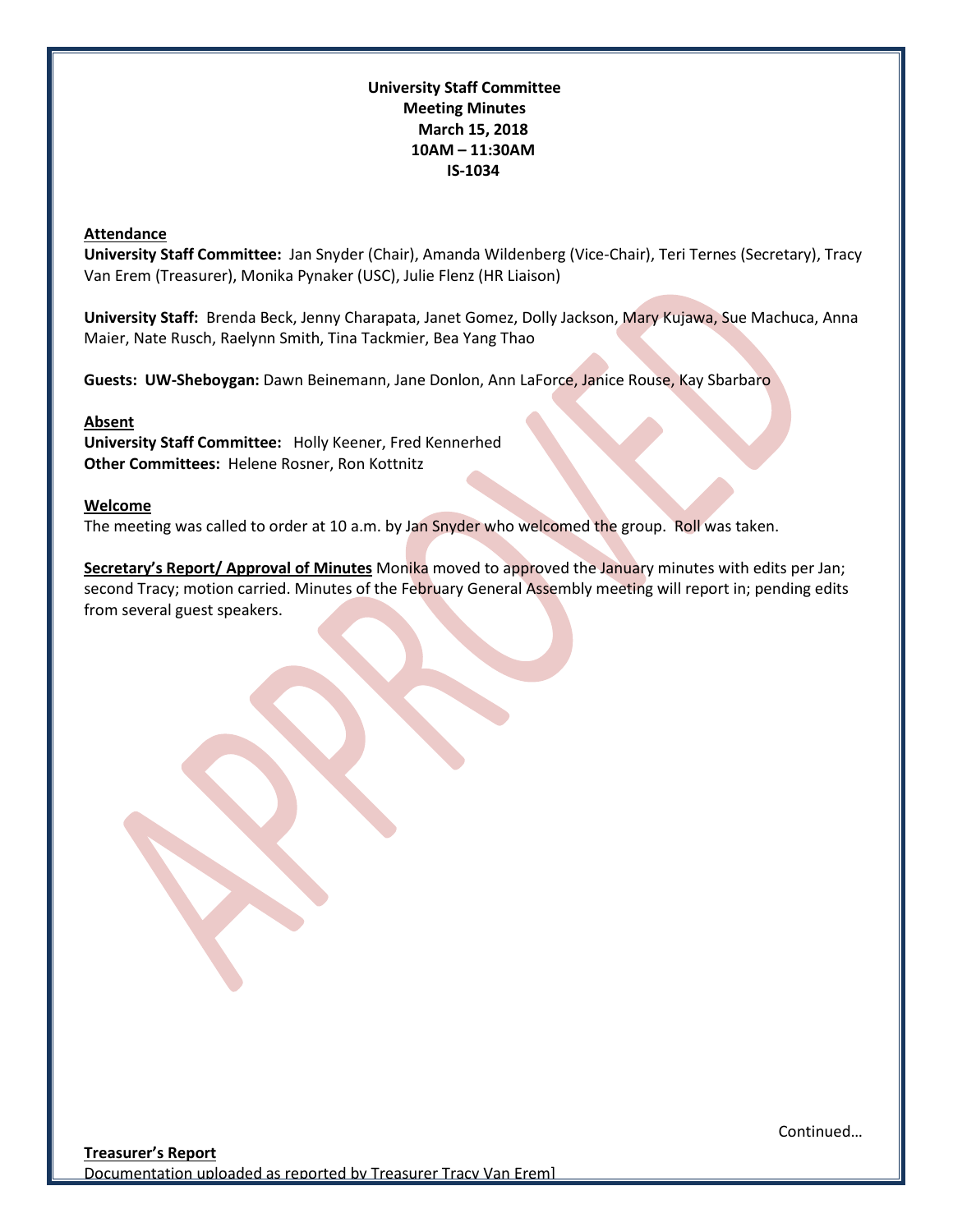**University Staff Committee**
**Meeting Minutes**
**March 15, 2018**
**10AM – 11:30AM**
**IS-1034**

**Attendance**

**University Staff Committee:** Jan Snyder (Chair), Amanda Wildenberg (Vice-Chair), Teri Ternes (Secretary), Tracy Van Erem (Treasurer), Monika Pynaker (USC), Julie Flenz (HR Liaison)

**University Staff:** Brenda Beck, Jenny Charapata, Janet Gomez, Dolly Jackson, Mary Kujawa, Sue Machuca, Anna Maier, Nate Rusch, Raelynn Smith, Tina Tackmier, Bea Yang Thao

**Guests: UW-Sheboygan:** Dawn Beinemann, Jane Donlon, Ann LaForce, Janice Rouse, Kay Sbarbaro

**Absent**

**University Staff Committee:** Holly Keener, Fred Kennerhed
**Other Committees:** Helene Rosner, Ron Kottnitz

**Welcome**

The meeting was called to order at 10 a.m. by Jan Snyder who welcomed the group. Roll was taken.

**Secretary's Report/ Approval of Minutes** Monika moved to approved the January minutes with edits per Jan; second Tracy; motion carried. Minutes of the February General Assembly meeting will report in; pending edits from several guest speakers.

Continued…

**Treasurer's Report**

Documentation uploaded as reported by Treasurer Tracy Van Erem]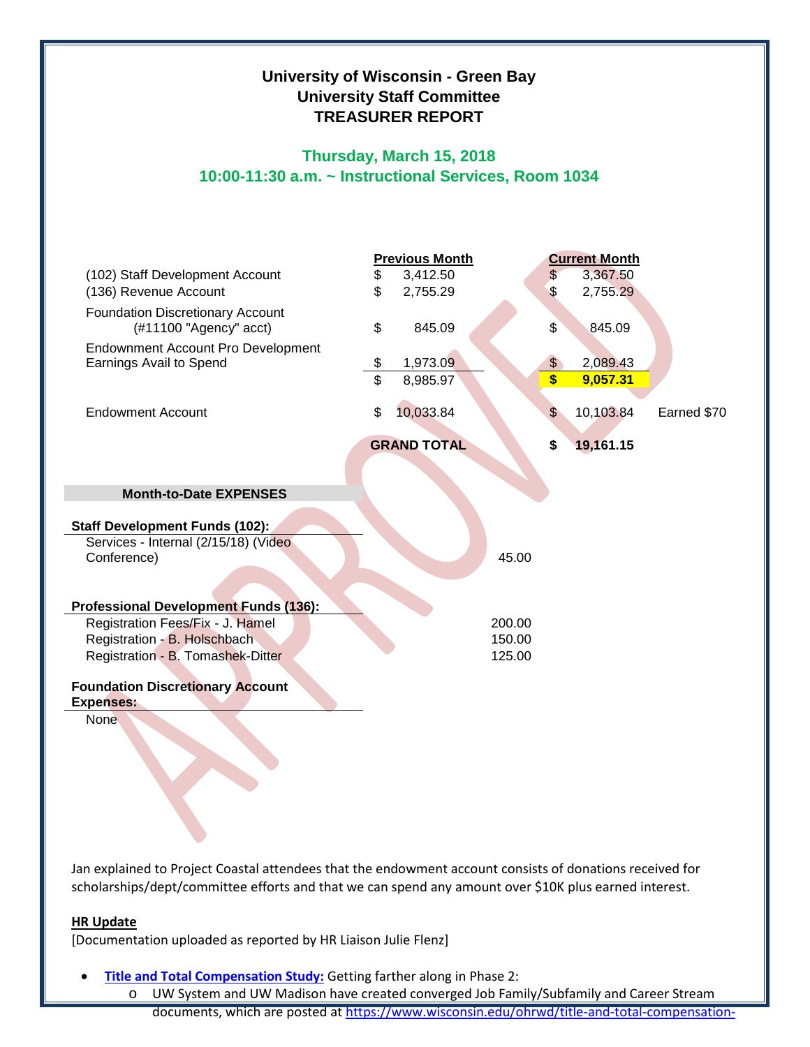**University of Wisconsin - Green Bay**
**University Staff Committee**
**TREASURER REPORT**

**Thursday, March 15, 2018**
**10:00-11:30 a.m. ~ Instructional Services, Room 1034**

| | Previous Month | Current Month | |
|---|---|---|---|
| (102) Staff Development Account | $ 3,412.50 | $ 3,367.50 | |
| (136) Revenue Account | $ 2,755.29 | $ 2,755.29 | |
| Foundation Discretionary Account (#11100 "Agency" acct) | $ 845.09 | $ 845.09 | |
| Endownment Account Pro Development Earnings Avail to Spend | $ 1,973.09 | $ 2,089.43 | |
| | $ 8,985.97 | **$ 9,057.31** | |
| Endowment Account | $ 10,033.84 | $ 10,103.84 | Earned $70 |
| | **GRAND TOTAL** | **$ 19,161.15** | |

**Month-to-Date EXPENSES**

**Staff Development Funds (102):**

| | |
|---|---|
| Services - Internal (2/15/18) (Video Conference) | 45.00 |

**Professional Development Funds (136):**

| | |
|---|---|
| Registration Fees/Fix - J. Hamel | 200.00 |
| Registration - B. Holschbach | 150.00 |
| Registration - B. Tomashek-Ditter | 125.00 |

**Foundation Discretionary Account Expenses:**

None

Jan explained to Project Coastal attendees that the endowment account consists of donations received for scholarships/dept/committee efforts and that we can spend any amount over $10K plus earned interest.

**HR Update**

[Documentation uploaded as reported by HR Liaison Julie Flenz]

- **Title and Total Compensation Study:** Getting farther along in Phase 2:
  - UW System and UW Madison have created converged Job Family/Subfamily and Career Stream documents, which are posted at https://www.wisconsin.edu/ohrwd/title-and-total-compensation-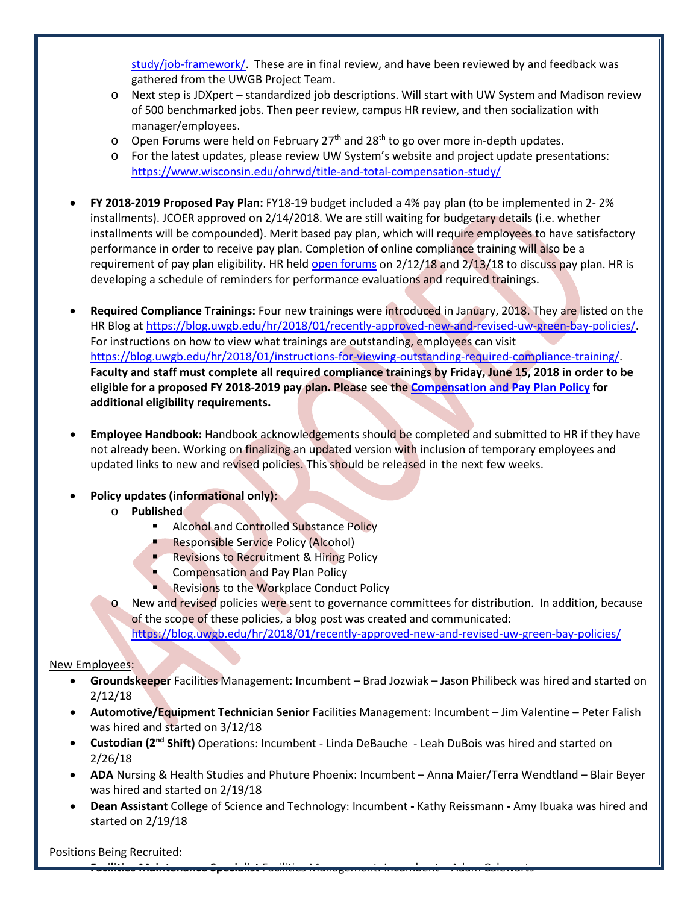study/job-framework/. These are in final review, and have been reviewed by and feedback was gathered from the UWGB Project Team.
  - Next step is JDXpert – standardized job descriptions. Will start with UW System and Madison review of 500 benchmarked jobs. Then peer review, campus HR review, and then socialization with manager/employees.
  - Open Forums were held on February 27th and 28th to go over more in-depth updates.
  - For the latest updates, please review UW System's website and project update presentations: https://www.wisconsin.edu/ohrwd/title-and-total-compensation-study/

- **FY 2018-2019 Proposed Pay Plan:** FY18-19 budget included a 4% pay plan (to be implemented in 2- 2% installments). JCOER approved on 2/14/2018. We are still waiting for budgetary details (i.e. whether installments will be compounded). Merit based pay plan, which will require employees to have satisfactory performance in order to receive pay plan. Completion of online compliance training will also be a requirement of pay plan eligibility. HR held open forums on 2/12/18 and 2/13/18 to discuss pay plan. HR is developing a schedule of reminders for performance evaluations and required trainings.

- **Required Compliance Trainings:** Four new trainings were introduced in January, 2018. They are listed on the HR Blog at https://blog.uwgb.edu/hr/2018/01/recently-approved-new-and-revised-uw-green-bay-policies/. For instructions on how to view what trainings are outstanding, employees can visit https://blog.uwgb.edu/hr/2018/01/instructions-for-viewing-outstanding-required-compliance-training/. **Faculty and staff must complete all required compliance trainings by Friday, June 15, 2018 in order to be eligible for a proposed FY 2018-2019 pay plan. Please see the Compensation and Pay Plan Policy for additional eligibility requirements.**

- **Employee Handbook:** Handbook acknowledgements should be completed and submitted to HR if they have not already been. Working on finalizing an updated version with inclusion of temporary employees and updated links to new and revised policies. This should be released in the next few weeks.

- **Policy updates (informational only):**
  - **Published**
    - Alcohol and Controlled Substance Policy
    - Responsible Service Policy (Alcohol)
    - Revisions to Recruitment & Hiring Policy
    - Compensation and Pay Plan Policy
    - Revisions to the Workplace Conduct Policy
  - New and revised policies were sent to governance committees for distribution. In addition, because of the scope of these policies, a blog post was created and communicated: https://blog.uwgb.edu/hr/2018/01/recently-approved-new-and-revised-uw-green-bay-policies/

New Employees:

- **Groundskeeper** Facilities Management: Incumbent – Brad Jozwiak – Jason Philibeck was hired and started on 2/12/18
- **Automotive/Equipment Technician Senior** Facilities Management: Incumbent – Jim Valentine **–** Peter Falish was hired and started on 3/12/18
- **Custodian (2nd Shift)** Operations: Incumbent - Linda DeBauche - Leah DuBois was hired and started on 2/26/18
- **ADA** Nursing & Health Studies and Phuture Phoenix: Incumbent – Anna Maier/Terra Wendtland – Blair Beyer was hired and started on 2/19/18
- **Dean Assistant** College of Science and Technology: Incumbent **-** Kathy Reissmann **-** Amy Ibuaka was hired and started on 2/19/18

Positions Being Recruited:

- **Facilities Maintenance Specialist** Facilities Management: Incumbent – Adam Calewarts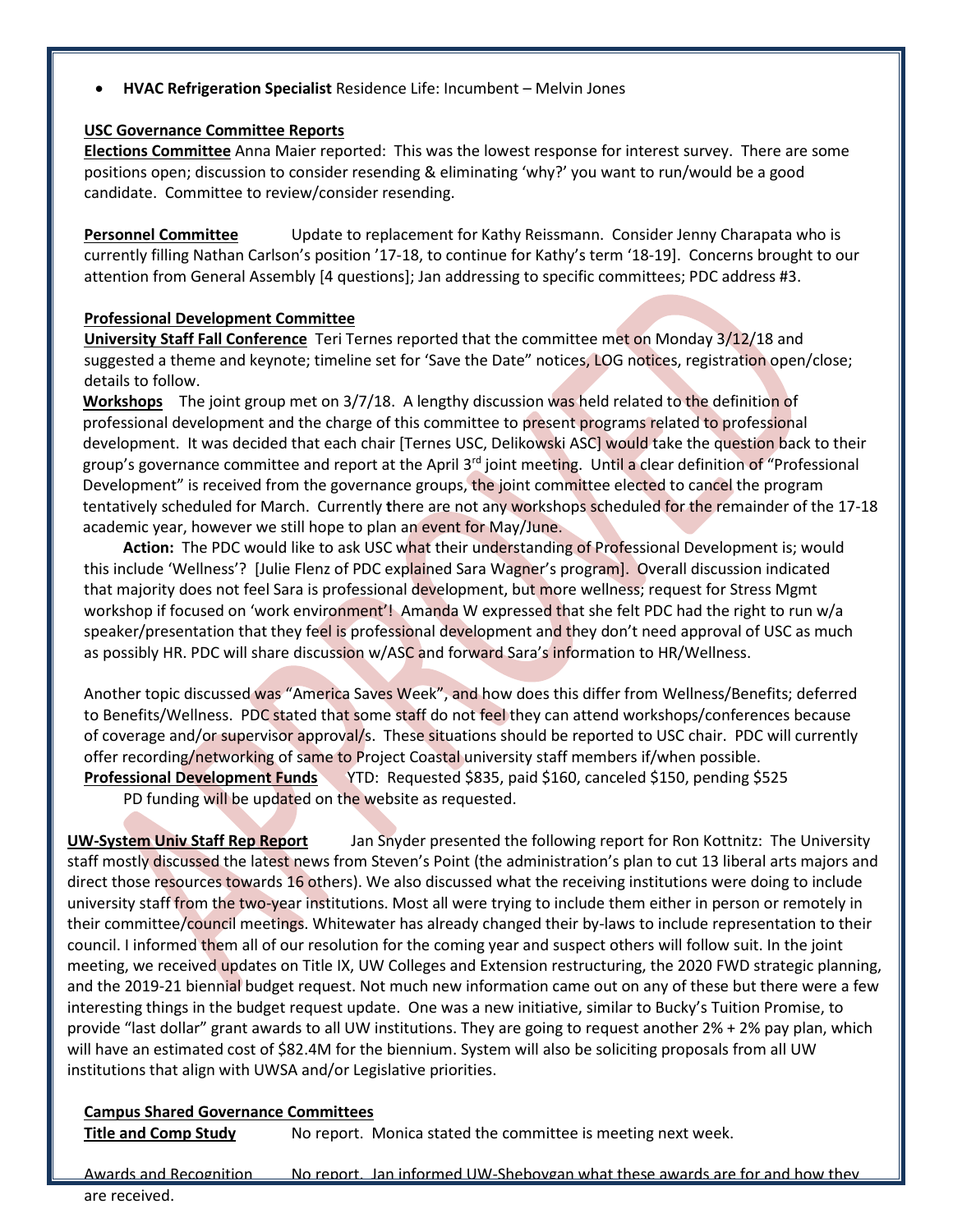- **HVAC Refrigeration Specialist** Residence Life: Incumbent – Melvin Jones

**USC Governance Committee Reports**

**Elections Committee** Anna Maier reported: This was the lowest response for interest survey. There are some positions open; discussion to consider resending & eliminating 'why?' you want to run/would be a good candidate. Committee to review/consider resending.

**Personnel Committee** Update to replacement for Kathy Reissmann. Consider Jenny Charapata who is currently filling Nathan Carlson's position '17-18, to continue for Kathy's term '18-19]. Concerns brought to our attention from General Assembly [4 questions]; Jan addressing to specific committees; PDC address #3.

**Professional Development Committee**

**University Staff Fall Conference** Teri Ternes reported that the committee met on Monday 3/12/18 and suggested a theme and keynote; timeline set for 'Save the Date" notices, LOG notices, registration open/close; details to follow.

**Workshops** The joint group met on 3/7/18. A lengthy discussion was held related to the definition of professional development and the charge of this committee to present programs related to professional development. It was decided that each chair [Ternes USC, Delikowski ASC] would take the question back to their group's governance committee and report at the April 3rd joint meeting. Until a clear definition of "Professional Development" is received from the governance groups, the joint committee elected to cancel the program tentatively scheduled for March. Currently **t**here are not any workshops scheduled for the remainder of the 17-18 academic year, however we still hope to plan an event for May/June.

**Action:** The PDC would like to ask USC what their understanding of Professional Development is; would this include 'Wellness'? [Julie Flenz of PDC explained Sara Wagner's program]. Overall discussion indicated that majority does not feel Sara is professional development, but more wellness; request for Stress Mgmt workshop if focused on 'work environment'! Amanda W expressed that she felt PDC had the right to run w/a speaker/presentation that they feel is professional development and they don't need approval of USC as much as possibly HR. PDC will share discussion w/ASC and forward Sara's information to HR/Wellness.

Another topic discussed was "America Saves Week", and how does this differ from Wellness/Benefits; deferred to Benefits/Wellness. PDC stated that some staff do not feel they can attend workshops/conferences because of coverage and/or supervisor approval/s. These situations should be reported to USC chair. PDC will currently offer recording/networking of same to Project Coastal university staff members if/when possible.

**Professional Development Funds** YTD: Requested $835, paid $160, canceled $150, pending $525
PD funding will be updated on the website as requested.

**UW-System Univ Staff Rep Report** Jan Snyder presented the following report for Ron Kottnitz: The University staff mostly discussed the latest news from Steven's Point (the administration's plan to cut 13 liberal arts majors and direct those resources towards 16 others). We also discussed what the receiving institutions were doing to include university staff from the two-year institutions. Most all were trying to include them either in person or remotely in their committee/council meetings. Whitewater has already changed their by-laws to include representation to their council. I informed them all of our resolution for the coming year and suspect others will follow suit. In the joint meeting, we received updates on Title IX, UW Colleges and Extension restructuring, the 2020 FWD strategic planning, and the 2019-21 biennial budget request. Not much new information came out on any of these but there were a few interesting things in the budget request update. One was a new initiative, similar to Bucky's Tuition Promise, to provide "last dollar" grant awards to all UW institutions. They are going to request another 2% + 2% pay plan, which will have an estimated cost of $82.4M for the biennium. System will also be soliciting proposals from all UW institutions that align with UWSA and/or Legislative priorities.

**Campus Shared Governance Committees**

**Title and Comp Study** No report. Monica stated the committee is meeting next week.

Awards and Recognition No report. Jan informed UW-Sheboygan what these awards are for and how they are received.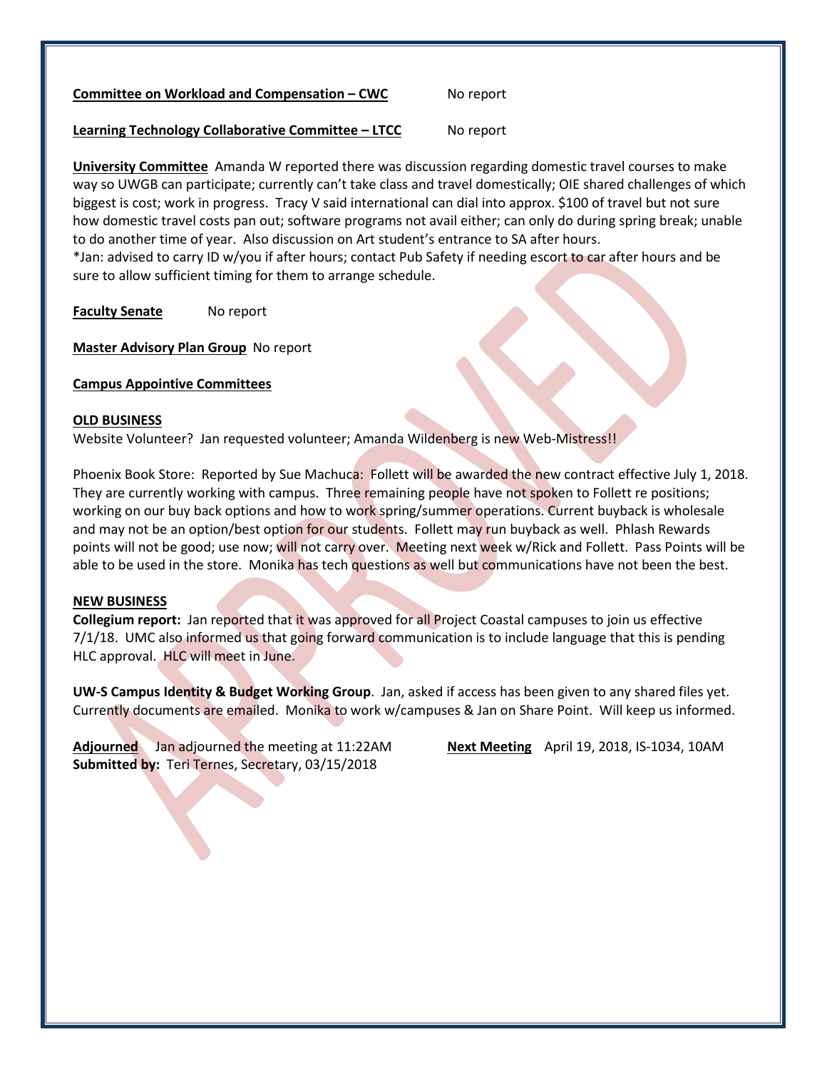**Committee on Workload and Compensation – CWC** No report

**Learning Technology Collaborative Committee – LTCC** No report

**University Committee** Amanda W reported there was discussion regarding domestic travel courses to make way so UWGB can participate; currently can't take class and travel domestically; OIE shared challenges of which biggest is cost; work in progress. Tracy V said international can dial into approx. $100 of travel but not sure how domestic travel costs pan out; software programs not avail either; can only do during spring break; unable to do another time of year. Also discussion on Art student's entrance to SA after hours.
*Jan: advised to carry ID w/you if after hours; contact Pub Safety if needing escort to car after hours and be sure to allow sufficient timing for them to arrange schedule.

**Faculty Senate** No report

**Master Advisory Plan Group** No report

**Campus Appointive Committees**

**OLD BUSINESS**

Website Volunteer? Jan requested volunteer; Amanda Wildenberg is new Web-Mistress!!

Phoenix Book Store: Reported by Sue Machuca: Follett will be awarded the new contract effective July 1, 2018. They are currently working with campus. Three remaining people have not spoken to Follett re positions; working on our buy back options and how to work spring/summer operations. Current buyback is wholesale and may not be an option/best option for our students. Follett may run buyback as well. Phlash Rewards points will not be good; use now; will not carry over. Meeting next week w/Rick and Follett. Pass Points will be able to be used in the store. Monika has tech questions as well but communications have not been the best.

**NEW BUSINESS**

**Collegium report:** Jan reported that it was approved for all Project Coastal campuses to join us effective 7/1/18. UMC also informed us that going forward communication is to include language that this is pending HLC approval. HLC will meet in June.

**UW-S Campus Identity & Budget Working Group**. Jan, asked if access has been given to any shared files yet. Currently documents are emailed. Monika to work w/campuses & Jan on Share Point. Will keep us informed.

**Adjourned** Jan adjourned the meeting at 11:22AM **Next Meeting** April 19, 2018, IS-1034, 10AM
**Submitted by:** Teri Ternes, Secretary, 03/15/2018